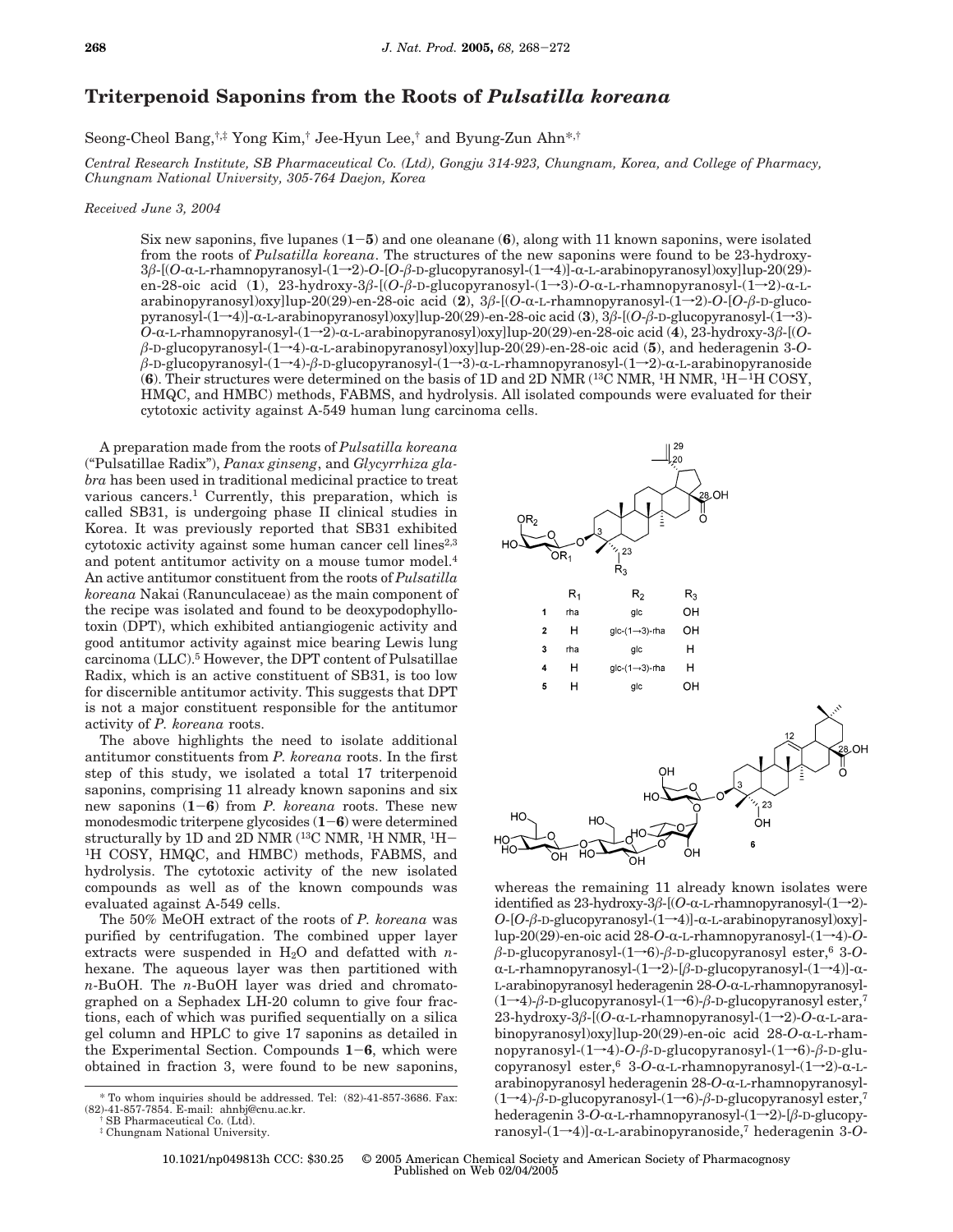# Triterpenoid Saponins from the Roots of *Pulsatilla koreana*

Seong-Cheol Bang,[†,‡] Yong Kim,[†] Jee-Hyun Lee,[†] and Byung-Zun Ahn*,[†]

*Central Research Institute, SB Pharmaceutical Co. (Ltd), Gongju 314-923, Chungnam, Korea, and College of Pharmacy, Chungnam National University, 305-764 Daejon, Korea*

*Received June 3, 2004*

Six new saponins, five lupanes (**1**–**5**) and one oleanane (**6**), along with 11 known saponins, were isolated from the roots of *Pulsatilla koreana*. The structures of the new saponins were found to be 23-hydroxy-3β-[(*O*-α-L-rhamnopyranosyl-(1→2)-*O*-[*O*-β-D-glucopyranosyl-(1→4)]-α-L-arabinopyranosyl)oxy]lup-20(29)-en-28-oic acid (**1**), 23-hydroxy-3β-[(*O*-β-D-glucopyranosyl-(1→3)-*O*-α-L-rhamnopyranosyl-(1→2)-α-L-arabinopyranosyl)oxy]lup-20(29)-en-28-oic acid (**2**), 3β-[(*O*-α-L-rhamnopyranosyl-(1→2)-*O*-[*O*-β-D-glucopyranosyl-(1→4)]-α-L-arabinopyranosyl)oxy]lup-20(29)-en-28-oic acid (**3**), 3β-[(*O*-β-D-glucopyranosyl-(1→3)-*O*-α-L-rhamnopyranosyl-(1→2)-α-L-arabinopyranosyl)oxy]lup-20(29)-en-28-oic acid (**4**), 23-hydroxy-3β-[(*O*-β-D-glucopyranosyl-(1→4)-α-L-arabinopyranosyl)oxy]lup-20(29)-en-28-oic acid (**5**), and hederagenin 3-*O*-β-D-glucopyranosyl-(1→4)-β-D-glucopyranosyl-(1→3)-α-L-rhamnopyranosyl-(1→2)-α-L-arabinopyranoside (**6**). Their structures were determined on the basis of 1D and 2D NMR ($^{13}$C NMR, $^{1}$H NMR, $^{1}$H–$^{1}$H COSY, HMQC, and HMBC) methods, FABMS, and hydrolysis. All isolated compounds were evaluated for their cytotoxic activity against A-549 human lung carcinoma cells.

A preparation made from the roots of *Pulsatilla koreana* ("Pulsatillae Radix"), *Panax ginseng*, and *Glycyrrhiza glabra* has been used in traditional medicinal practice to treat various cancers.[1] Currently, this preparation, which is called SB31, is undergoing phase II clinical studies in Korea. It was previously reported that SB31 exhibited cytotoxic activity against some human cancer cell lines[2,3] and potent antitumor activity on a mouse tumor model.[4] An active antitumor constituent from the roots of *Pulsatilla koreana* Nakai (Ranunculaceae) as the main component of the recipe was isolated and found to be deoxypodophyllotoxin (DPT), which exhibited antiangiogenic activity and good antitumor activity against mice bearing Lewis lung carcinoma (LLC).[5] However, the DPT content of Pulsatillae Radix, which is an active constituent of SB31, is too low for discernible antitumor activity. This suggests that DPT is not a major constituent responsible for the antitumor activity of *P. koreana* roots.

The above highlights the need to isolate additional antitumor constituents from *P. koreana* roots. In the first step of this study, we isolated a total 17 triterpenoid saponins, comprising 11 already known saponins and six new saponins (**1**–**6**) from *P. koreana* roots. These new monodesmodic triterpene glycosides (**1**–**6**) were determined structurally by 1D and 2D NMR ($^{13}$C NMR, $^{1}$H NMR, $^{1}$H–$^{1}$H COSY, HMQC, and HMBC) methods, FABMS, and hydrolysis. The cytotoxic activity of the new isolated compounds as well as of the known compounds was evaluated against A-549 cells.

The 50% MeOH extract of the roots of *P. koreana* was purified by centrifugation. The combined upper layer extracts were suspended in $H_2O$ and defatted with *n*-hexane. The aqueous layer was then partitioned with *n*-BuOH. The *n*-BuOH layer was dried and chromatographed on a Sephadex LH-20 column to give four fractions, each of which was purified sequentially on a silica gel column and HPLC to give 17 saponins as detailed in the Experimental Section. Compounds **1**–**6**, which were obtained in fraction 3, were found to be new saponins,

| | $R_1$ | $R_2$ | $R_3$ |
|---|---|---|---|
| **1** | rha | glc | OH |
| **2** | H | glc-(1→3)-rha | OH |
| **3** | rha | glc | H |
| **4** | H | glc-(1→3)-rha | H |
| **5** | H | glc | OH |

whereas the remaining 11 already known isolates were identified as 23-hydroxy-3β-[(*O*-α-L-rhamnopyranosyl-(1→2)-*O*-[*O*-β-D-glucopyranosyl-(1→4)]-α-L-arabinopyranosyl)oxy]-lup-20(29)-en-oic acid 28-*O*-α-L-rhamnopyranosyl-(1→4)-*O*-β-D-glucopyranosyl-(1→6)-β-D-glucopyranosyl ester,[6] 3-*O*-α-L-rhamnopyranosyl-(1→2)-[β-D-glucopyranosyl-(1→4)]-α-L-arabinopyranosyl hederagenin 28-*O*-α-L-rhamnopyranosyl-(1→4)-β-D-glucopyranosyl-(1→6)-β-D-glucopyranosyl ester,[7] 23-hydroxy-3β-[(*O*-α-L-rhamnopyranosyl-(1→2)-*O*-α-L-arabinopyranosyl)oxy]lup-20(29)-en-oic acid 28-*O*-α-L-rhamnopyranosyl-(1→4)-*O*-β-D-glucopyranosyl-(1→6)-β-D-glucopyranosyl ester,[6] 3-*O*-α-L-rhamnopyranosyl-(1→2)-α-L-arabinopyranosyl hederagenin 28-*O*-α-L-rhamnopyranosyl-(1→4)-β-D-glucopyranosyl-(1→6)-β-D-glucopyranosyl ester,[7] hederagenin 3-*O*-α-L-rhamnopyranosyl-(1→2)-[β-D-glucopyranosyl-(1→4)]-α-L-arabinopyranoside,[7] hederagenin 3-*O*-

---

\* To whom inquiries should be addressed. Tel: (82)-41-857-3686. Fax: (82)-41-857-7854. E-mail: ahnbj@cnu.ac.kr.

[†] SB Pharmaceutical Co. (Ltd).

[‡] Chungnam National University.

10.1021/np049813h CCC: $30.25 © 2005 American Chemical Society and American Society of Pharmacognosy
Published on Web 02/04/2005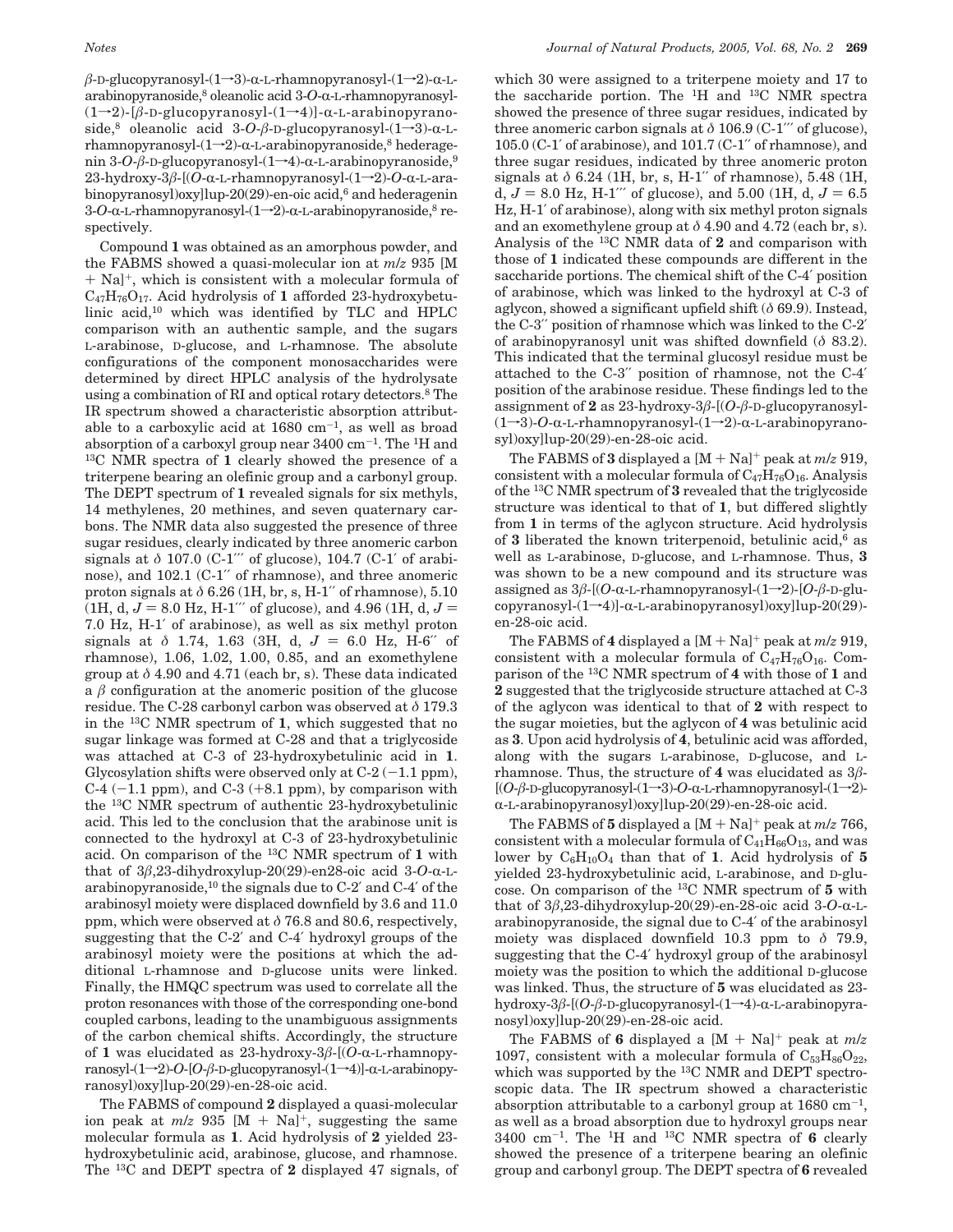β-D-glucopyranosyl-(1→3)-α-L-rhamnopyranosyl-(1→2)-α-L-arabinopyranoside,[8] oleanolic acid 3-O-α-L-rhamnopyranosyl-(1→2)-[β-D-glucopyranosyl-(1→4)]-α-L-arabinopyranoside,[8] oleanolic acid 3-O-β-D-glucopyranosyl-(1→3)-α-L-rhamnopyranosyl-(1→2)-α-L-arabinopyranoside,[8] hederagenin 3-O-β-D-glucopyranosyl-(1→4)-α-L-arabinopyranoside,[9] 23-hydroxy-3β-[(O-α-L-rhamnopyranosyl-(1→2)-O-α-L-arabinopyranosyl)oxy]lup-20(29)-en-oic acid,[6] and hederagenin 3-O-α-L-rhamnopyranosyl-(1→2)-α-L-arabinopyranoside,[8] respectively.

Compound **1** was obtained as an amorphous powder, and the FABMS showed a quasi-molecular ion at $m/z$ 935 $[M + Na]^+$, which is consistent with a molecular formula of $C_{47}H_{76}O_{17}$. Acid hydrolysis of **1** afforded 23-hydroxybetulinic acid,[10] which was identified by TLC and HPLC comparison with an authentic sample, and the sugars L-arabinose, D-glucose, and L-rhamnose. The absolute configurations of the component monosaccharides were determined by direct HPLC analysis of the hydrolysate using a combination of RI and optical rotatory detectors.[8] The IR spectrum showed a characteristic absorption attributable to a carboxylic acid at 1680 $cm^{-1}$, as well as broad absorption of a carboxyl group near 3400 $cm^{-1}$. The $^1H$ and $^{13}C$ NMR spectra of **1** clearly showed the presence of a triterpene bearing an olefinic group and a carbonyl group. The DEPT spectrum of **1** revealed signals for six methyls, 14 methylenes, 20 methines, and seven quaternary carbons. The NMR data also suggested the presence of three sugar residues, clearly indicated by three anomeric carbon signals at δ 107.0 (C-1‴ of glucose), 104.7 (C-1′ of arabinose), and 102.1 (C-1″ of rhamnose), and three anomeric proton signals at δ 6.26 (1H, br, s, H-1″ of rhamnose), 5.10 (1H, d, $J$ = 8.0 Hz, H-1‴ of glucose), and 4.96 (1H, d, $J$ = 7.0 Hz, H-1′ of arabinose), as well as six methyl proton signals at δ 1.74, 1.63 (3H, d, $J$ = 6.0 Hz, H-6″ of rhamnose), 1.06, 1.02, 1.00, 0.85, and an exomethylene group at δ 4.90 and 4.71 (each br, s). These data indicated a β configuration at the anomeric position of the glucose residue. The C-28 carbonyl carbon was observed at δ 179.3 in the $^{13}C$ NMR spectrum of **1**, which suggested that no sugar linkage was formed at C-28 and that a triglycoside was attached at C-3 of 23-hydroxybetulinic acid in **1**. Glycosylation shifts were observed only at C-2 (−1.1 ppm), C-4 (−1.1 ppm), and C-3 (+8.1 ppm), by comparison with the $^{13}C$ NMR spectrum of authentic 23-hydroxybetulinic acid. This led to the conclusion that the arabinose unit is connected to the hydroxyl at C-3 of 23-hydroxybetulinic acid. On comparison of the $^{13}C$ NMR spectrum of **1** with that of 3β,23-dihydroxylup-20(29)-en28-oic acid 3-O-α-L-arabinopyranoside,[10] the signals due to C-2′ and C-4′ of the arabinosyl moiety were displaced downfield by 3.6 and 11.0 ppm, which were observed at δ 76.8 and 80.6, respectively, suggesting that the C-2′ and C-4′ hydroxyl groups of the arabinosyl moiety were the positions at which the additional L-rhamnose and D-glucose units were linked. Finally, the HMQC spectrum was used to correlate all the proton resonances with those of the corresponding one-bond coupled carbons, leading to the unambiguous assignments of the carbon chemical shifts. Accordingly, the structure of **1** was elucidated as 23-hydroxy-3β-[(O-α-L-rhamnopyranosyl-(1→2)-O-[O-β-D-glucopyranosyl-(1→4)]-α-L-arabinopyranosyl)oxy]lup-20(29)-en-28-oic acid.

The FABMS of compound **2** displayed a quasi-molecular ion peak at $m/z$ 935 $[M + Na]^+$, suggesting the same molecular formula as **1**. Acid hydrolysis of **2** yielded 23-hydroxybetulinic acid, arabinose, glucose, and rhamnose. The $^{13}C$ and DEPT spectra of **2** displayed 47 signals, of which 30 were assigned to a triterpene moiety and 17 to the saccharide portion. The $^1H$ and $^{13}C$ NMR spectra showed the presence of three sugar residues, indicated by three anomeric carbon signals at δ 106.9 (C-1‴ of glucose), 105.0 (C-1′ of arabinose), and 101.7 (C-1″ of rhamnose), and three sugar residues, indicated by three anomeric proton signals at δ 6.24 (1H, br, s, H-1″ of rhamnose), 5.48 (1H, d, $J$ = 8.0 Hz, H-1‴ of glucose), and 5.00 (1H, d, $J$ = 6.5 Hz, H-1′ of arabinose), along with six methyl proton signals and an exomethylene group at δ 4.90 and 4.72 (each br, s). Analysis of the $^{13}C$ NMR data of **2** and comparison with those of **1** indicated these compounds are different in the saccharide portions. The chemical shift of the C-4′ position of arabinose, which was linked to the hydroxyl at C-3 of aglycon, showed a significant upfield shift (δ 69.9). Instead, the C-3″ position of rhamnose which was linked to the C-2′ of arabinopyranosyl unit was shifted downfield (δ 83.2). This indicated that the terminal glucosyl residue must be attached to the C-3″ position of rhamnose, not the C-4′ position of the arabinose residue. These findings led to the assignment of **2** as 23-hydroxy-3β-[(O-β-D-glucopyranosyl-(1→3)-O-α-L-rhamnopyranosyl-(1→2)-α-L-arabinopyranosyl)oxy]lup-20(29)-en-28-oic acid.

The FABMS of **3** displayed a $[M + Na]^+$ peak at $m/z$ 919, consistent with a molecular formula of $C_{47}H_{76}O_{16}$. Analysis of the $^{13}C$ NMR spectrum of **3** revealed that the triglycoside structure was identical to that of **1**, but differed slightly from **1** in terms of the aglycon structure. Acid hydrolysis of **3** liberated the known triterpenoid, betulinic acid,[6] as well as L-arabinose, D-glucose, and L-rhamnose. Thus, **3** was shown to be a new compound and its structure was assigned as 3β-[(O-α-L-rhamnopyranosyl-(1→2)-[O-β-D-glucopyranosyl-(1→4)]-α-L-arabinopyranosyl)oxy]lup-20(29)-en-28-oic acid.

The FABMS of **4** displayed a $[M + Na]^+$ peak at $m/z$ 919, consistent with a molecular formula of $C_{47}H_{76}O_{16}$. Comparison of the $^{13}C$ NMR spectrum of **4** with those of **1** and **2** suggested that the triglycoside structure attached at C-3 of the aglycon was identical to that of **2** with respect to the sugar moieties, but the aglycon of **4** was betulinic acid as **3**. Upon acid hydrolysis of **4**, betulinic acid was afforded, along with the sugars L-arabinose, D-glucose, and L-rhamnose. Thus, the structure of **4** was elucidated as 3β-[(O-β-D-glucopyranosyl-(1→3)-O-α-L-rhamnopyranosyl-(1→2)-α-L-arabinopyranosyl)oxy]lup-20(29)-en-28-oic acid.

The FABMS of **5** displayed a $[M + Na]^+$ peak at $m/z$ 766, consistent with a molecular formula of $C_{41}H_{66}O_{13}$, and was lower by $C_6H_{10}O_4$ than that of **1**. Acid hydrolysis of **5** yielded 23-hydroxybetulinic acid, L-arabinose, and D-glucose. On comparison of the $^{13}C$ NMR spectrum of **5** with that of 3β,23-dihydroxylup-20(29)-en-28-oic acid 3-O-α-L-arabinopyranoside, the signal due to C-4′ of the arabinosyl moiety was displaced downfield 10.3 ppm to δ 79.9, suggesting that the C-4′ hydroxyl group of the arabinosyl moiety was the position to which the additional D-glucose was linked. Thus, the structure of **5** was elucidated as 23-hydroxy-3β-[(O-β-D-glucopyranosyl-(1→4)-α-L-arabinopyranosyl)oxy]lup-20(29)-en-28-oic acid.

The FABMS of **6** displayed a $[M + Na]^+$ peak at $m/z$ 1097, consistent with a molecular formula of $C_{53}H_{86}O_{22}$, which was supported by the $^{13}C$ NMR and DEPT spectroscopic data. The IR spectrum showed a characteristic absorption attributable to a carbonyl group at 1680 $cm^{-1}$, as well as a broad absorption due to hydroxyl groups near 3400 $cm^{-1}$. The $^1H$ and $^{13}C$ NMR spectra of **6** clearly showed the presence of a triterpene bearing an olefinic group and carbonyl group. The DEPT spectra of **6** revealed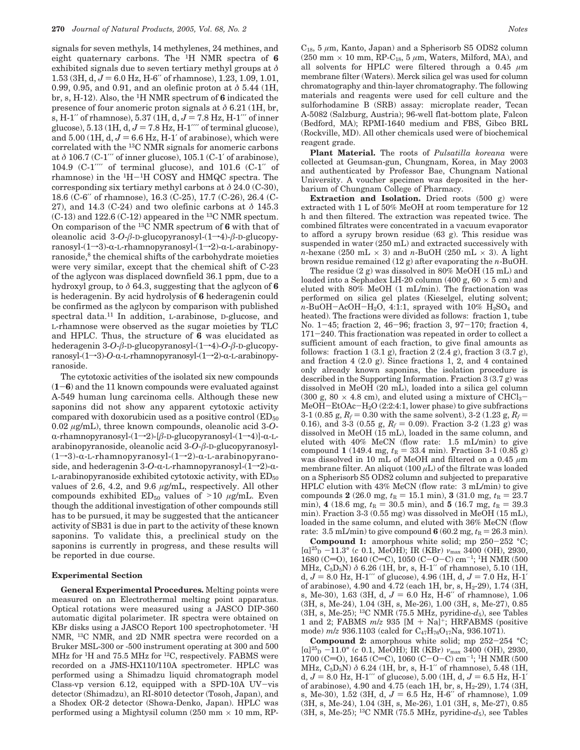signals for seven methyls, 14 methylenes, 24 methines, and eight quaternary carbons. The $^1$H NMR spectra of **6** exhibited signals due to seven tertiary methyl groups at $\delta$ 1.53 (3H, d, $J$ = 6.0 Hz, H-6″ of rhamnose), 1.23, 1.09, 1.01, 0.99, 0.95, and 0.91, and an olefinic proton at $\delta$ 5.44 (1H, br, s, H-12). Also, the $^1$H NMR spectrum of **6** indicated the presence of four anomeric proton signals at $\delta$ 6.21 (1H, br, s, H-1″ of rhamnose), 5.37 (1H, d, $J$ = 7.8 Hz, H-1‴ of inner glucose), 5.13 (1H, d, $J$ = 7.8 Hz, H-1⁗ of terminal glucose), and 5.00 (1H, d, $J$ = 6.6 Hz, H-1′ of arabinose), which were correlated with the $^{13}$C NMR signals for anomeric carbons at $\delta$ 106.7 (C-1‴ of inner glucose), 105.1 (C-1′ of arabinose), 104.9 (C-1⁗ of terminal glucose), and 101.6 (C-1″ of rhamnose) in the $^1$H−$^1$H COSY and HMQC spectra. The corresponding six tertiary methyl carbons at $\delta$ 24.0 (C-30), 18.6 (C-6″ of rhamnose), 16.3 (C-25), 17.7 (C-26), 26.4 (C-27), and 14.3 (C-24) and two olefinic carbons at $\delta$ 145.3 (C-13) and 122.6 (C-12) appeared in the $^{13}$C NMR spectum. On comparison of the $^{13}$C NMR spectrum of **6** with that of oleanolic acid 3-*O*-$\beta$-D-glucopyranosyl-(1→4)-$\beta$-D-glucopyranosyl-(1→3)-$\alpha$-L-rhamnopyranosyl-(1→2)-$\alpha$-L-arabinopyranoside,[8] the chemical shifts of the carbohydrate moieties were very similar, except that the chemical shift of C-23 of the aglycon was displaced downfield 36.1 ppm, due to a hydroxyl group, to $\delta$ 64.3, suggesting that the aglycon of **6** is hederagenin. By acid hydrolysis of **6** hederagenin could be confirmed as the aglycon by comparison with published spectral data.[11] In addition, L-arabinose, D-glucose, and L-rhamnose were observed as the sugar moieties by TLC and HPLC. Thus, the structure of **6** was elucidated as hederagenin 3-*O*-$\beta$-D-glucopyranosyl-(1→4)-*O*-$\beta$-D-glucopyranosyl-(1→3)-*O*-$\alpha$-L-rhamnopyranosyl-(1→2)-$\alpha$-L-arabinopyranoside.

The cytotoxic activities of the isolated six new compounds (**1**−**6**) and the 11 known compounds were evaluated against A-549 human lung carcinoma cells. Although these new saponins did not show any apparent cytotoxic activity compared with doxorubicin used as a positive control ($ED_{50}$ 0.02 $\mu$g/mL), three known compounds, oleanolic acid 3-*O*-$\alpha$-rhamnopyranosyl-(1→2)-[$\beta$-D-glucopyranosyl-(1→4)]-$\alpha$-L-arabinopyranoside, oleanolic acid 3-*O*-$\beta$-D-glucopyranosyl-(1→3)-$\alpha$-L-rhamnopyranosyl-(1→2)-$\alpha$-L-arabinopyranoside, and hederagenin 3-*O*-$\alpha$-L-rhamnopyranosyl-(1→2)-$\alpha$-L-arabinopyranoside exhibited cytotoxic activity, with $ED_{50}$ values of 2.6, 4.2, and 9.6 $\mu$g/mL, respectively. All other compounds exhibited $ED_{50}$ values of >10 $\mu$g/mL. Even though the additional investigation of other compounds still has to be pursued, it may be suggested that the anticancer activity of SB31 is due in part to the activity of these known saponins. To validate this, a preclinical study on the saponins is currently in progress, and these results will be reported in due course.

## Experimental Section

**General Experimental Procedures.** Melting points were measured on an Electrothermal melting point apparatus. Optical rotations were measured using a JASCO DIP-360 automatic digital polarimeter. IR spectra were obtained on KBr disks using a JASCO Report 100 spectrophotometer. $^1$H NMR, $^{13}$C NMR, and 2D NMR spectra were recorded on a Bruker MSL-300 or -500 instrument operating at 300 and 500 MHz for $^1$H and 75.5 MHz for $^{12}$C, respectively. FABMS were recorded on a JMS-HX110/110A spectrometer. HPLC was performed using a Shimadzu liquid chromatograph model Class-vp version 6.12, equipped with a SPD-10A UV−vis detector (Shimadzu), an RI-8010 detector (Tosoh, Japan), and a Shodex OR-2 detector (Showa-Denko, Japan). HPLC was performed using a Mightysil column (250 mm × 10 mm, RP-$C_{18}$, 5 $\mu$m, Kanto, Japan) and a Spherisorb S5 ODS2 column (250 mm × 10 mm, RP-$C_{18}$, 5 $\mu$m, Waters, Milford, MA), and all solvents for HPLC were filtered through a 0.45 $\mu$m membrane filter (Waters). Merck silica gel was used for column chromatography and thin-layer chromatography. The following materials and reagents were used for cell culture and the sulforhodamine B (SRB) assay: microplate reader, Tecan A-5082 (Salzburg, Austria); 96-well flat-bottom plate, Falcon (Bedford, MA); RPMI-1640 medium and FBS, Gibco BRL (Rockville, MD). All other chemicals used were of biochemical reagent grade.

**Plant Material.** The roots of *Pulsatilla koreana* were collected at Geumsan-gun, Chungnam, Korea, in May 2003 and authenticated by Professor Bae, Chungnam National University. A voucher specimen was deposited in the herbarium of Chungnam College of Pharmacy.

**Extraction and Isolation.** Dried roots (500 g) were extracted with 1 L of 50% MeOH at room temperature for 12 h and then filtered. The extraction was repeated twice. The combined filtrates were concentrated in a vacuum evaporator to afford a syrupy brown residue (63 g). This residue was suspended in water (250 mL) and extracted successively with *n*-hexane (250 mL × 3) and *n*-BuOH (250 mL × 3). A light brown residue remained (12 g) after evaporating the *n*-BuOH.

The residue (2 g) was dissolved in 80% MeOH (15 mL) and loaded into a Sephadex LH-20 column (400 g, 60 × 5 cm) and eluted with 80% MeOH (1 mL/min). The fractionation was performed on silica gel plates (Kieselgel, eluting solvent; *n*-BuOH−AcOH−$H_2O$, 4:1:1, sprayed with 10% $H_2SO_4$ and heated). The fractions were divided as follows: fraction 1, tube No. 1−45; fraction 2, 46−96; fraction 3, 97−170; fraction 4, 171−240. This fractionation was repeated in order to collect a sufficient amount of each fraction, to give final amounts as follows: fraction 1 (3.1 g), fraction 2 (2.4 g), fraction 3 (3.7 g), and fraction 4 (2.0 g). Since fractions 1, 2, and 4 contained only already known saponins, the isolation procedure is described in the Supporting Information. Fraction 3 (3.7 g) was dissolved in MeOH (20 mL), loaded into a silica gel column (300 g, 80 × 4.8 cm), and eluted using a mixture of $CHCl_3$−MeOH−EtOAc−$H_2O$ (2:2:4:1, lower phase) to give subfractions 3-1 (0.85 g, $R_f$ = 0.30 with the same solvent), 3-2 (1.23 g, $R_f$ = 0.16), and 3-3 (0.55 g, $R_f$ = 0.09). Fraction 3-2 (1.23 g) was dissolved in MeOH (15 mL), loaded in the same column, and eluted with 40% MeCN (flow rate: 1.5 mL/min) to give compound **1** (149.4 mg, $t_R$ = 33.4 min). Fraction 3-1 (0.85 g) was dissolved in 10 mL of MeOH and filtered on a 0.45 $\mu$m membrane filter. An aliquot (100 $\mu$L) of the filtrate was loaded on a Spherisorb S5 ODS2 column and subjected to preparative HPLC elution with 43% MeCN (flow rate: 3 mL/min) to give compounds **2** (26.0 mg, $t_R$ = 15.1 min), **3** (31.0 mg, $t_R$ = 23.7 min), **4** (18.6 mg, $t_R$ = 30.5 min), and **5** (16.7 mg, $t_R$ = 39.3 min). Fraction 3-3 (0.55 mg) was dissolved in MeOH (15 mL), loaded in the same column, and eluted with 36% MeCN (flow rate: 3.5 mL/min) to give compound **6** (60.2 mg, $t_R$ = 26.3 min).

**Compound 1:** amorphous white solid; mp 250−252 °C; $[\alpha]^{25}_D$ −11.3° (*c* 0.1, MeOH); IR (KBr) $\nu_{max}$ 3400 (OH), 2930, 1680 (C═O), 1640 (C═C), 1050 (C−O−C) cm$^{-1}$; $^1$H NMR (500 MHz, $C_5D_5N$) $\delta$ 6.26 (1H, br, s, H-1″ of rhamnose), 5.10 (1H, d, $J$ = 8.0 Hz, H-1‴ of glucose), 4.96 (1H, d, $J$ = 7.0 Hz, H-1′ of arabinose), 4.90 and 4.72 (each 1H, br, s, $H_2$-29), 1.74 (3H, s, Me-30), 1.63 (3H, d, $J$ = 6.0 Hz, H-6″ of rhamnose), 1.06 (3H, s, Me-24), 1.04 (3H, s, Me-26), 1.00 (3H, s, Me-27), 0.85 (3H, s, Me-25); $^{13}$C NMR (75.5 MHz, pyridine-$d_5$), see Tables 1 and 2; FABMS $m/z$ 935 [M + Na]$^+$; HRFABMS (positive mode) $m/z$ 936.1103 (calcd for $C_{47}H_{76}O_{17}Na$, 936.1071).

**Compound 2:** amorphous white solid; mp 252−254 °C; $[\alpha]^{25}_D$ −11.0° (*c* 0.1, MeOH); IR (KBr) $\nu_{max}$ 3400 (OH), 2930, 1700 (C═O), 1645 (C═C), 1060 (C−O−C) cm$^{-1}$; $^1$H NMR (500 MHz, $C_5D_5N$) $\delta$ 6.24 (1H, br, s, H-1″ of rhamnose), 5.48 (1H, d, $J$ = 8.0 Hz, H-1‴ of glucose), 5.00 (1H, d, $J$ = 6.5 Hz, H-1′ of arabinose), 4.90 and 4.75 (each 1H, br, s, $H_2$-29), 1.74 (3H, s, Me-30), 1.52 (3H, d, $J$ = 6.5 Hz, H-6″ of rhamnose), 1.09 (3H, s, Me-24), 1.04 (3H, s, Me-26), 1.01 (3H, s, Me-27), 0.85 (3H, s, Me-25); $^{13}$C NMR (75.5 MHz, pyridine-$d_5$), see Tables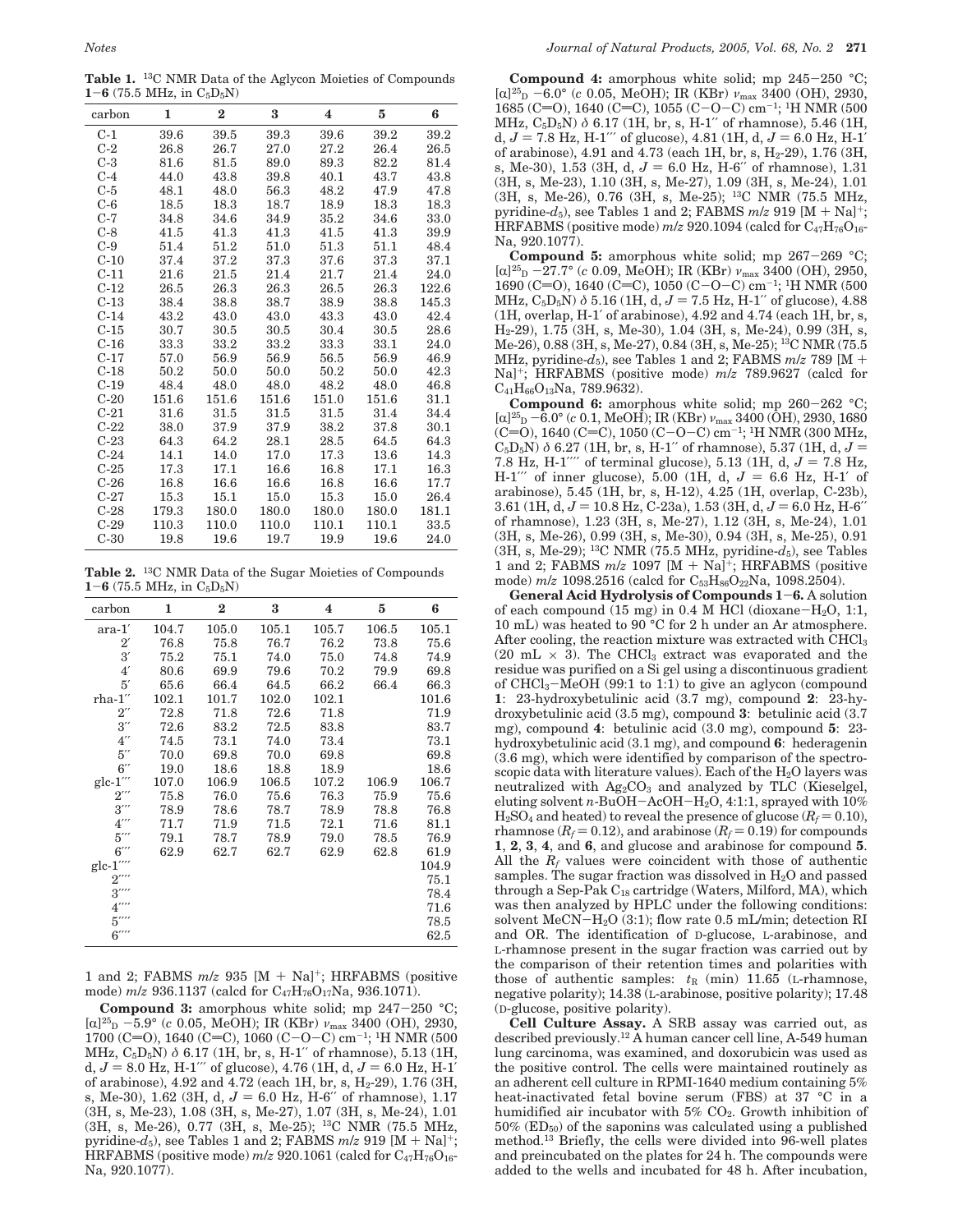**Table 1.** $^{13}$C NMR Data of the Aglycon Moieties of Compounds **1**–**6** (75.5 MHz, in $C_5D_5N$)

| carbon | 1 | 2 | 3 | 4 | 5 | 6 |
|---|---|---|---|---|---|---|
| C-1 | 39.6 | 39.5 | 39.3 | 39.6 | 39.2 | 39.2 |
| C-2 | 26.8 | 26.7 | 27.0 | 27.2 | 26.4 | 26.5 |
| C-3 | 81.6 | 81.5 | 89.0 | 89.3 | 82.2 | 81.4 |
| C-4 | 44.0 | 43.8 | 39.8 | 40.1 | 43.7 | 43.8 |
| C-5 | 48.1 | 48.0 | 56.3 | 48.2 | 47.9 | 47.8 |
| C-6 | 18.5 | 18.3 | 18.7 | 18.9 | 18.3 | 18.3 |
| C-7 | 34.8 | 34.6 | 34.9 | 35.2 | 34.6 | 33.0 |
| C-8 | 41.5 | 41.3 | 41.3 | 41.5 | 41.3 | 39.9 |
| C-9 | 51.4 | 51.2 | 51.0 | 51.3 | 51.1 | 48.4 |
| C-10 | 37.4 | 37.2 | 37.3 | 37.6 | 37.3 | 37.1 |
| C-11 | 21.6 | 21.5 | 21.4 | 21.7 | 21.4 | 24.0 |
| C-12 | 26.5 | 26.3 | 26.3 | 26.5 | 26.3 | 122.6 |
| C-13 | 38.4 | 38.8 | 38.7 | 38.9 | 38.8 | 145.3 |
| C-14 | 43.2 | 43.0 | 43.0 | 43.3 | 43.0 | 42.4 |
| C-15 | 30.7 | 30.5 | 30.5 | 30.4 | 30.5 | 28.6 |
| C-16 | 33.3 | 33.2 | 33.2 | 33.3 | 33.1 | 24.0 |
| C-17 | 57.0 | 56.9 | 56.9 | 56.5 | 56.9 | 46.9 |
| C-18 | 50.2 | 50.0 | 50.0 | 50.2 | 50.0 | 42.3 |
| C-19 | 48.4 | 48.0 | 48.0 | 48.2 | 48.0 | 46.8 |
| C-20 | 151.6 | 151.6 | 151.6 | 151.0 | 151.6 | 31.1 |
| C-21 | 31.6 | 31.5 | 31.5 | 31.5 | 31.4 | 34.4 |
| C-22 | 38.0 | 37.9 | 37.9 | 38.2 | 37.8 | 30.1 |
| C-23 | 64.3 | 64.2 | 28.1 | 28.5 | 64.5 | 64.3 |
| C-24 | 14.1 | 14.0 | 17.0 | 17.3 | 13.6 | 14.3 |
| C-25 | 17.3 | 17.1 | 16.6 | 16.8 | 17.1 | 16.3 |
| C-26 | 16.8 | 16.6 | 16.6 | 16.8 | 16.6 | 17.7 |
| C-27 | 15.3 | 15.1 | 15.0 | 15.3 | 15.0 | 26.4 |
| C-28 | 179.3 | 180.0 | 180.0 | 180.0 | 180.0 | 181.1 |
| C-29 | 110.3 | 110.0 | 110.0 | 110.1 | 110.1 | 33.5 |
| C-30 | 19.8 | 19.6 | 19.7 | 19.9 | 19.6 | 24.0 |

**Table 2.** $^{13}$C NMR Data of the Sugar Moieties of Compounds **1**–**6** (75.5 MHz, in $C_5D_5N$)

| carbon | 1 | 2 | 3 | 4 | 5 | 6 |
|---|---|---|---|---|---|---|
| ara-1′ | 104.7 | 105.0 | 105.1 | 105.7 | 106.5 | 105.1 |
| 2′ | 76.8 | 75.8 | 76.7 | 76.2 | 73.8 | 75.6 |
| 3′ | 75.2 | 75.1 | 74.0 | 75.0 | 74.8 | 74.9 |
| 4′ | 80.6 | 69.9 | 79.6 | 70.2 | 79.9 | 69.8 |
| 5′ | 65.6 | 66.4 | 64.5 | 66.2 | 66.4 | 66.3 |
| rha-1″ | 102.1 | 101.7 | 102.0 | 102.1 | | 101.6 |
| 2″ | 72.8 | 71.8 | 72.6 | 71.8 | | 71.9 |
| 3″ | 72.6 | 83.2 | 72.5 | 83.8 | | 83.7 |
| 4″ | 74.5 | 73.1 | 74.0 | 73.4 | | 73.1 |
| 5″ | 70.0 | 69.8 | 70.0 | 69.8 | | 69.8 |
| 6″ | 19.0 | 18.6 | 18.8 | 18.9 | | 18.6 |
| glc-1‴ | 107.0 | 106.9 | 106.5 | 107.2 | 106.9 | 106.7 |
| 2‴ | 75.8 | 76.0 | 75.6 | 76.3 | 75.9 | 75.6 |
| 3‴ | 78.9 | 78.6 | 78.7 | 78.9 | 78.8 | 76.8 |
| 4‴ | 71.7 | 71.9 | 71.5 | 72.1 | 71.6 | 81.1 |
| 5‴ | 79.1 | 78.7 | 78.9 | 79.0 | 78.5 | 76.9 |
| 6‴ | 62.9 | 62.7 | 62.7 | 62.9 | 62.8 | 61.9 |
| glc-1⁗ | | | | | | 104.9 |
| 2⁗ | | | | | | 75.1 |
| 3⁗ | | | | | | 78.4 |
| 4⁗ | | | | | | 71.6 |
| 5⁗ | | | | | | 78.5 |
| 6⁗ | | | | | | 62.5 |

1 and 2; FABMS $m/z$ 935 $[M + Na]^+$; HRFABMS (positive mode) $m/z$ 936.1137 (calcd for $C_{47}H_{76}O_{17}Na$, 936.1071).

**Compound 3:** amorphous white solid; mp 247–250 °C; $[\alpha]^{25}_D$ −5.9° ($c$ 0.05, MeOH); IR (KBr) $\nu_{max}$ 3400 (OH), 2930, 1700 (C=O), 1640 (C=C), 1060 (C–O–C) cm$^{-1}$; $^1$H NMR (500 MHz, $C_5D_5N$) $\delta$ 6.17 (1H, br, s, H-1″ of rhamnose), 5.13 (1H, d, $J$ = 8.0 Hz, H-1‴ of glucose), 4.76 (1H, d, $J$ = 6.0 Hz, H-1′ of arabinose), 4.92 and 4.72 (each 1H, br, s, $H_2$-29), 1.76 (3H, s, Me-30), 1.62 (3H, d, $J$ = 6.0 Hz, H-6″ of rhamnose), 1.17 (3H, s, Me-23), 1.08 (3H, s, Me-27), 1.07 (3H, s, Me-24), 1.01 (3H, s, Me-26), 0.77 (3H, s, Me-25); $^{13}$C NMR (75.5 MHz, pyridine-$d_5$), see Tables 1 and 2; FABMS $m/z$ 919 $[M + Na]^+$; HRFABMS (positive mode) $m/z$ 920.1061 (calcd for $C_{47}H_{76}O_{16}Na$, 920.1077).

**Compound 4:** amorphous white solid; mp 245–250 °C; $[\alpha]^{25}_D$ −6.0° ($c$ 0.05, MeOH); IR (KBr) $\nu_{max}$ 3400 (OH), 2930, 1685 (C=O), 1640 (C=C), 1055 (C–O–C) cm$^{-1}$; $^1$H NMR (500 MHz, $C_5D_5N$) $\delta$ 6.17 (1H, br, s, H-1″ of rhamnose), 5.46 (1H, d, $J$ = 7.8 Hz, H-1‴ of glucose), 4.81 (1H, d, $J$ = 6.0 Hz, H-1′ of arabinose), 4.91 and 4.73 (each 1H, br, s, $H_2$-29), 1.76 (3H, s, Me-30), 1.53 (3H, d, $J$ = 6.0 Hz, H-6″ of rhamnose), 1.31 (3H, s, Me-23), 1.10 (3H, s, Me-27), 1.09 (3H, s, Me-24), 1.01 (3H, s, Me-26), 0.76 (3H, s, Me-25); $^{13}$C NMR (75.5 MHz, pyridine-$d_5$), see Tables 1 and 2; FABMS $m/z$ 919 $[M + Na]^+$; HRFABMS (positive mode) $m/z$ 920.1094 (calcd for $C_{47}H_{76}O_{16}Na$, 920.1077).

**Compound 5:** amorphous white solid; mp 267–269 °C; $[\alpha]^{25}_D$ −27.7° ($c$ 0.09, MeOH); IR (KBr) $\nu_{max}$ 3400 (OH), 2950, 1690 (C=O), 1640 (C=C), 1050 (C–O–C) cm$^{-1}$; $^1$H NMR (500 MHz, $C_5D_5N$) $\delta$ 5.16 (1H, d, $J$ = 7.5 Hz, H-1″ of glucose), 4.88 (1H, overlap, H-1′ of arabinose), 4.92 and 4.74 (each 1H, br, s, $H_2$-29), 1.75 (3H, s, Me-30), 1.04 (3H, s, Me-24), 0.99 (3H, s, Me-26), 0.88 (3H, s, Me-27), 0.84 (3H, s, Me-25); $^{13}$C NMR (75.5 MHz, pyridine-$d_5$), see Tables 1 and 2; FABMS $m/z$ 789 $[M + Na]^+$; HRFABMS (positive mode) $m/z$ 789.9627 (calcd for $C_{41}H_{66}O_{13}Na$, 789.9632).

**Compound 6:** amorphous white solid; mp 260–262 °C; $[\alpha]^{25}_D$ −6.0° ($c$ 0.1, MeOH); IR (KBr) $\nu_{max}$ 3400 (OH), 2930, 1680 (C=O), 1640 (C=C), 1050 (C–O–C) cm$^{-1}$; $^1$H NMR (300 MHz, $C_5D_5N$) $\delta$ 6.27 (1H, br, s, H-1″ of rhamnose), 5.37 (1H, d, $J$ = 7.8 Hz, H-1⁗ of terminal glucose), 5.13 (1H, d, $J$ = 7.8 Hz, H-1‴ of inner glucose), 5.00 (1H, d, $J$ = 6.6 Hz, H-1′ of arabinose), 5.45 (1H, br, s, H-12), 4.25 (1H, overlap, C-23b), 3.61 (1H, d, $J$ = 10.8 Hz, C-23a), 1.53 (3H, d, $J$ = 6.0 Hz, H-6″ of rhamnose), 1.23 (3H, s, Me-27), 1.12 (3H, s, Me-24), 1.01 (3H, s, Me-26), 0.99 (3H, s, Me-30), 0.94 (3H, s, Me-25), 0.91 (3H, s, Me-29); $^{13}$C NMR (75.5 MHz, pyridine-$d_5$), see Tables 1 and 2; FABMS $m/z$ 1097 $[M + Na]^+$; HRFABMS (positive mode) $m/z$ 1098.2516 (calcd for $C_{53}H_{86}O_{22}Na$, 1098.2504).

**General Acid Hydrolysis of Compounds 1–6.** A solution of each compound (15 mg) in 0.4 M HCl (dioxane–$H_2O$, 1:1, 10 mL) was heated to 90 °C for 2 h under an Ar atmosphere. After cooling, the reaction mixture was extracted with $CHCl_3$ (20 mL × 3). The $CHCl_3$ extract was evaporated and the residue was purified on a Si gel using a discontinuous gradient of $CHCl_3$–MeOH (99:1 to 1:1) to give an aglycon (compound **1**: 23-hydroxybetulinic acid (3.7 mg), compound **2**: 23-hydroxybetulinic acid (3.5 mg), compound **3**: betulinic acid (3.7 mg), compound **4**: betulinic acid (3.0 mg), compound **5**: 23-hydroxybetulinic acid (3.1 mg), and compound **6**: hederagenin (3.6 mg), which were identified by comparison of the spectroscopic data with literature values). Each of the $H_2O$ layers was neutralized with $Ag_2CO_3$ and analyzed by TLC (Kieselgel, eluting solvent $n$-BuOH–AcOH–$H_2O$, 4:1:1, sprayed with 10% $H_2SO_4$ and heated) to reveal the presence of glucose ($R_f$ = 0.10), rhamnose ($R_f$ = 0.12), and arabinose ($R_f$ = 0.19) for compounds **1**, **2**, **3**, **4**, and **6**, and glucose and arabinose for compound **5**. All the $R_f$ values were coincident with those of authentic samples. The sugar fraction was dissolved in $H_2O$ and passed through a Sep-Pak $C_{18}$ cartridge (Waters, Milford, MA), which was then analyzed by HPLC under the following conditions: solvent MeCN–$H_2O$ (3:1); flow rate 0.5 mL/min; detection RI and OR. The identification of D-glucose, L-arabinose, and L-rhamnose present in the sugar fraction was carried out by the comparison of their retention times and polarities with those of authentic samples: $t_R$ (min) 11.65 (L-rhamnose, negative polarity); 14.38 (L-arabinose, positive polarity); 17.48 (D-glucose, positive polarity).

**Cell Culture Assay.** A SRB assay was carried out, as described previously.[12] A human cancer cell line, A-549 human lung carcinoma, was examined, and doxorubicin was used as the positive control. The cells were maintained routinely as an adherent cell culture in RPMI-1640 medium containing 5% heat-inactivated fetal bovine serum (FBS) at 37 °C in a humidified air incubator with 5% $CO_2$. Growth inhibition of 50% ($ED_{50}$) of the saponins was calculated using a published method.[13] Briefly, the cells were divided into 96-well plates and preincubated on the plates for 24 h. The compounds were added to the wells and incubated for 48 h. After incubation,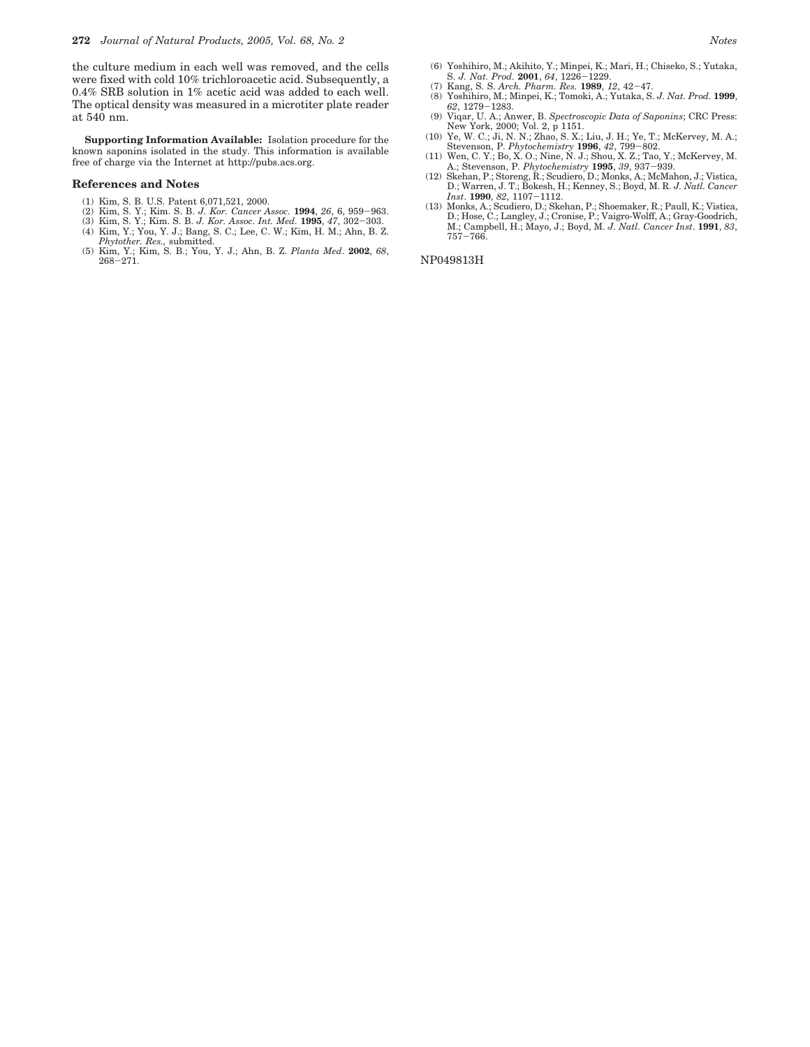the culture medium in each well was removed, and the cells were fixed with cold 10% trichloroacetic acid. Subsequently, a 0.4% SRB solution in 1% acetic acid was added to each well. The optical density was measured in a microtiter plate reader at 540 nm.

**Supporting Information Available:** Isolation procedure for the known saponins isolated in the study. This information is available free of charge via the Internet at http://pubs.acs.org.

### References and Notes

(1) Kim, S. B. U.S. Patent 6,071,521, 2000.
(2) Kim, S. Y.; Kim. S. B. *J. Kor. Cancer Assoc.* **1994**, *26*, 6, 959–963.
(3) Kim, S. Y.; Kim. S. B. *J. Kor. Assoc. Int. Med.* **1995**, *47*, 302–303.
(4) Kim, Y.; You, Y. J.; Bang, S. C.; Lee, C. W.; Kim, H. M.; Ahn, B. Z. *Phytother. Res.,* submitted.
(5) Kim, Y.; Kim, S. B.; You, Y. J.; Ahn, B. Z. *Planta Med.* **2002**, *68*, 268–271.
(6) Yoshihiro, M.; Akihito, Y.; Minpei, K.; Mari, H.; Chiseko, S.; Yutaka, S. *J. Nat. Prod.* **2001**, *64*, 1226–1229.
(7) Kang, S. S. *Arch. Pharm. Res.* **1989**, *12*, 42–47.
(8) Yoshihiro, M.; Minpei, K.; Tomoki, A.; Yutaka, S. *J. Nat. Prod.* **1999**, *62*, 1279–1283.
(9) Viqar, U. A.; Anwer, B. *Spectroscopic Data of Saponins*; CRC Press: New York, 2000; Vol. 2, p 1151.
(10) Ye, W. C.; Ji, N. N.; Zhao, S. X.; Liu, J. H.; Ye, T.; McKervey, M. A.; Stevenson, P. *Phytochemistry* **1996**, *42*, 799–802.
(11) Wen, C. Y.; Bo, X. O.; Nine, N. J.; Shou, X. Z.; Tao, Y.; McKervey, M. A.; Stevenson, P. *Phytochemistry* **1995**, *39*, 937–939.
(12) Skehan, P.; Storeng, R.; Scudiero, D.; Monks, A.; McMahon, J.; Vistica, D.; Warren, J. T.; Bokesh, H.; Kenney, S.; Boyd, M. R. *J. Natl. Cancer Inst.* **1990**, *82*, 1107–1112.
(13) Monks, A.; Scudiero, D.; Skehan, P.; Shoemaker, R.; Paull, K.; Vistica, D.; Hose, C.; Langley, J.; Cronise, P.; Vaigro-Wolff, A.; Gray-Goodrich, M.; Campbell, H.; Mayo, J.; Boyd, M. *J. Natl. Cancer Inst.* **1991**, *83*, 757–766.

NP049813H